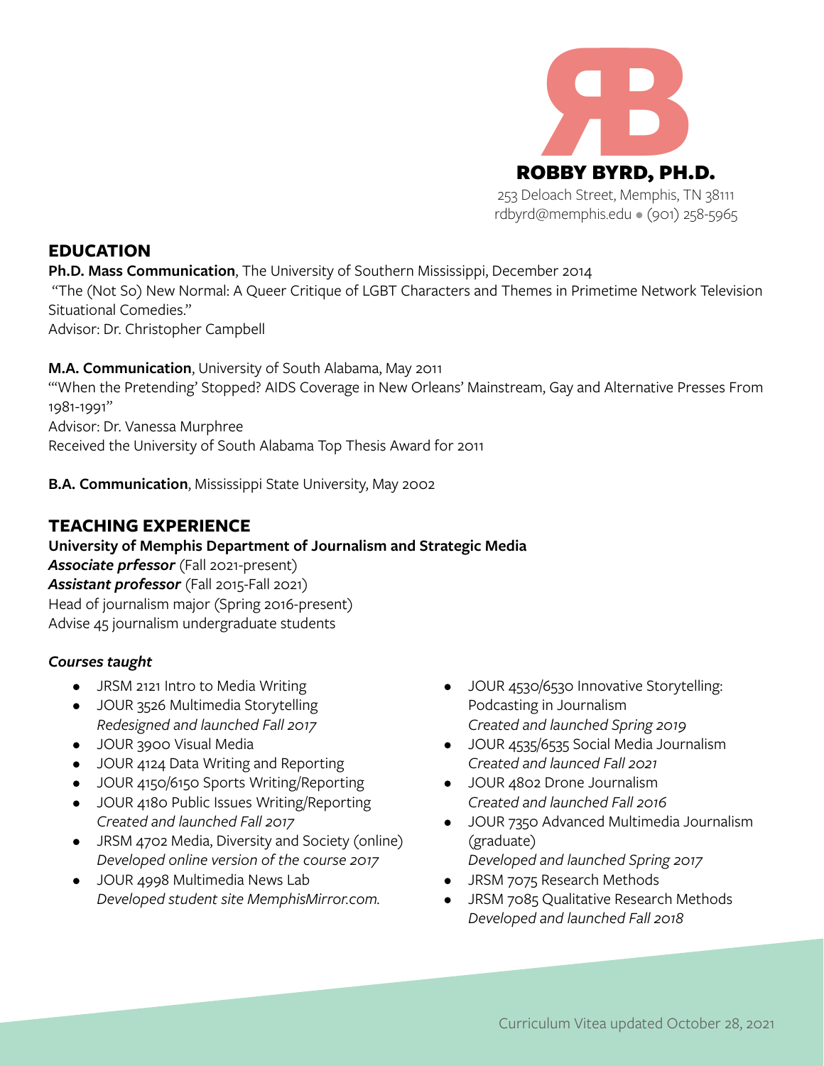# ROBBY BYRD, PH.D.

253 Deloach Street, Memphis, TN 38111
rdbyrd@memphis.edu • (901) 258-5965

## EDUCATION

**Ph.D. Mass Communication**, The University of Southern Mississippi, December 2014
"The (Not So) New Normal: A Queer Critique of LGBT Characters and Themes in Primetime Network Television Situational Comedies."
Advisor: Dr. Christopher Campbell

**M.A. Communication**, University of South Alabama, May 2011
"'When the Pretending' Stopped? AIDS Coverage in New Orleans' Mainstream, Gay and Alternative Presses From 1981-1991"
Advisor: Dr. Vanessa Murphree
Received the University of South Alabama Top Thesis Award for 2011

**B.A. Communication**, Mississippi State University, May 2002

## TEACHING EXPERIENCE

**University of Memphis Department of Journalism and Strategic Media**
***Associate prfessor*** (Fall 2021-present)
***Assistant professor*** (Fall 2015-Fall 2021)
Head of journalism major (Spring 2016-present)
Advise 45 journalism undergraduate students

### *Courses taught*

- JRSM 2121 Intro to Media Writing
- JOUR 3526 Multimedia Storytelling
  *Redesigned and launched Fall 2017*
- JOUR 3900 Visual Media
- JOUR 4124 Data Writing and Reporting
- JOUR 4150/6150 Sports Writing/Reporting
- JOUR 4180 Public Issues Writing/Reporting
  *Created and launched Fall 2017*
- JRSM 4702 Media, Diversity and Society (online)
  *Developed online version of the course 2017*
- JOUR 4998 Multimedia News Lab
  *Developed student site MemphisMirror.com.*
- JOUR 4530/6530 Innovative Storytelling: Podcasting in Journalism
  *Created and launched Spring 2019*
- JOUR 4535/6535 Social Media Journalism
  *Created and launced Fall 2021*
- JOUR 4802 Drone Journalism
  *Created and launched Fall 2016*
- JOUR 7350 Advanced Multimedia Journalism (graduate)
  *Developed and launched Spring 2017*
- JRSM 7075 Research Methods
- JRSM 7085 Qualitative Research Methods
  *Developed and launched Fall 2018*

Curriculum Vitea updated October 28, 2021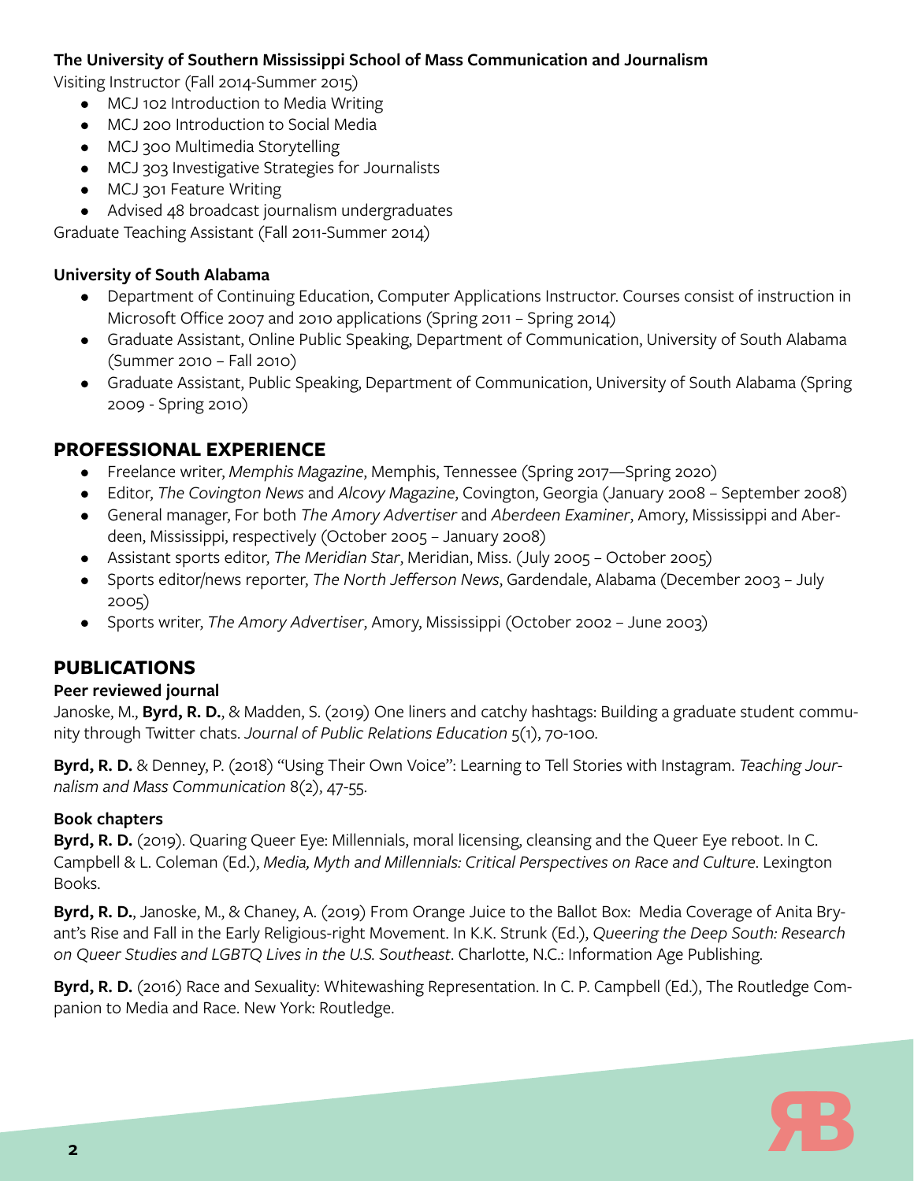**The University of Southern Mississippi School of Mass Communication and Journalism**

Visiting Instructor (Fall 2014-Summer 2015)

- MCJ 102 Introduction to Media Writing
- MCJ 200 Introduction to Social Media
- MCJ 300 Multimedia Storytelling
- MCJ 303 Investigative Strategies for Journalists
- MCJ 301 Feature Writing
- Advised 48 broadcast journalism undergraduates

Graduate Teaching Assistant (Fall 2011-Summer 2014)

**University of South Alabama**

- Department of Continuing Education, Computer Applications Instructor. Courses consist of instruction in Microsoft Office 2007 and 2010 applications (Spring 2011 – Spring 2014)
- Graduate Assistant, Online Public Speaking, Department of Communication, University of South Alabama (Summer 2010 – Fall 2010)
- Graduate Assistant, Public Speaking, Department of Communication, University of South Alabama (Spring 2009 - Spring 2010)

## PROFESSIONAL EXPERIENCE

- Freelance writer, *Memphis Magazine*, Memphis, Tennessee (Spring 2017—Spring 2020)
- Editor, *The Covington News* and *Alcovy Magazine*, Covington, Georgia (January 2008 – September 2008)
- General manager, For both *The Amory Advertiser* and *Aberdeen Examiner*, Amory, Mississippi and Aberdeen, Mississippi, respectively (October 2005 – January 2008)
- Assistant sports editor, *The Meridian Star*, Meridian, Miss. (July 2005 – October 2005)
- Sports editor/news reporter, *The North Jefferson News*, Gardendale, Alabama (December 2003 – July 2005)
- Sports writer, *The Amory Advertiser*, Amory, Mississippi (October 2002 – June 2003)

## PUBLICATIONS

**Peer reviewed journal**

Janoske, M., **Byrd, R. D.**, & Madden, S. (2019) One liners and catchy hashtags: Building a graduate student community through Twitter chats. *Journal of Public Relations Education* 5(1), 70-100.

**Byrd, R. D.** & Denney, P. (2018) "Using Their Own Voice": Learning to Tell Stories with Instagram. *Teaching Journalism and Mass Communication* 8(2), 47-55.

**Book chapters**

**Byrd, R. D.** (2019). Quaring Queer Eye: Millennials, moral licensing, cleansing and the Queer Eye reboot. In C. Campbell & L. Coleman (Ed.), *Media, Myth and Millennials: Critical Perspectives on Race and Culture*. Lexington Books.

**Byrd, R. D.**, Janoske, M., & Chaney, A. (2019) From Orange Juice to the Ballot Box: Media Coverage of Anita Bryant's Rise and Fall in the Early Religious-right Movement. In K.K. Strunk (Ed.), *Queering the Deep South: Research on Queer Studies and LGBTQ Lives in the U.S. Southeast*. Charlotte, N.C.: Information Age Publishing.

**Byrd, R. D.** (2016) Race and Sexuality: Whitewashing Representation. In C. P. Campbell (Ed.), The Routledge Companion to Media and Race. New York: Routledge.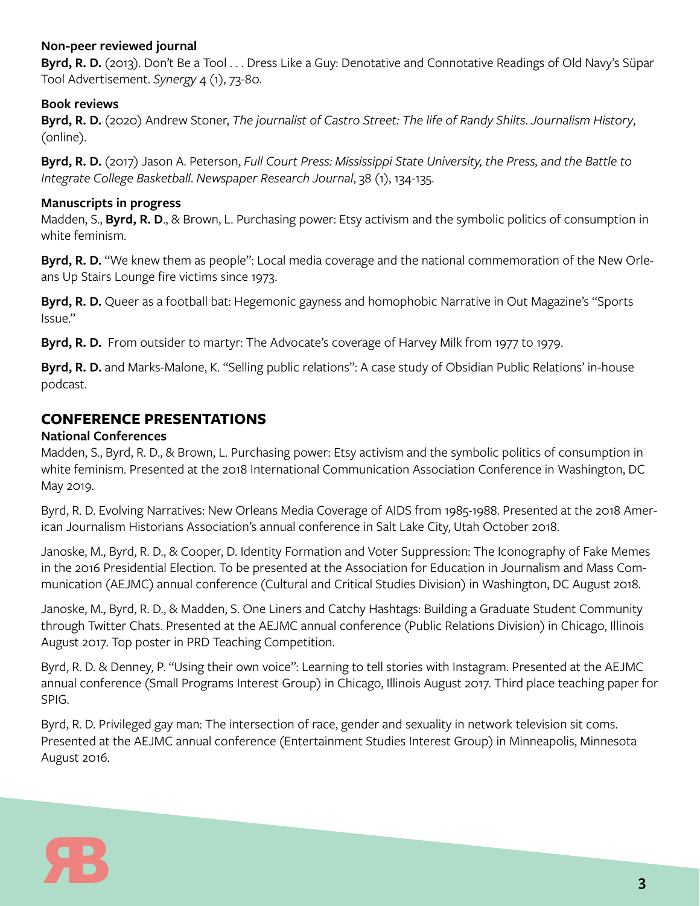**Non-peer reviewed journal**

**Byrd, R. D.** (2013). Don't Be a Tool . . . Dress Like a Guy: Denotative and Connotative Readings of Old Navy's Süpar Tool Advertisement. *Synergy* 4 (1), 73-80.

**Book reviews**

**Byrd, R. D.** (2020) Andrew Stoner, *The journalist of Castro Street: The life of Randy Shilts*. *Journalism History*, (online).

**Byrd, R. D.** (2017) Jason A. Peterson, *Full Court Press: Mississippi State University, the Press, and the Battle to Integrate College Basketball*. *Newspaper Research Journal*, 38 (1), 134-135.

**Manuscripts in progress**

Madden, S., **Byrd, R. D**., & Brown, L. Purchasing power: Etsy activism and the symbolic politics of consumption in white feminism.

**Byrd, R. D.** "We knew them as people": Local media coverage and the national commemoration of the New Orleans Up Stairs Lounge fire victims since 1973.

**Byrd, R. D.** Queer as a football bat: Hegemonic gayness and homophobic Narrative in Out Magazine's "Sports Issue."

**Byrd, R. D.** From outsider to martyr: The Advocate's coverage of Harvey Milk from 1977 to 1979.

**Byrd, R. D.** and Marks-Malone, K. "Selling public relations": A case study of Obsidian Public Relations' in-house podcast.

## CONFERENCE PRESENTATIONS

**National Conferences**

Madden, S., Byrd, R. D., & Brown, L. Purchasing power: Etsy activism and the symbolic politics of consumption in white feminism. Presented at the 2018 International Communication Association Conference in Washington, DC May 2019.

Byrd, R. D. Evolving Narratives: New Orleans Media Coverage of AIDS from 1985-1988. Presented at the 2018 American Journalism Historians Association's annual conference in Salt Lake City, Utah October 2018.

Janoske, M., Byrd, R. D., & Cooper, D. Identity Formation and Voter Suppression: The Iconography of Fake Memes in the 2016 Presidential Election. To be presented at the Association for Education in Journalism and Mass Communication (AEJMC) annual conference (Cultural and Critical Studies Division) in Washington, DC August 2018.

Janoske, M., Byrd, R. D., & Madden, S. One Liners and Catchy Hashtags: Building a Graduate Student Community through Twitter Chats. Presented at the AEJMC annual conference (Public Relations Division) in Chicago, Illinois August 2017. Top poster in PRD Teaching Competition.

Byrd, R. D. & Denney, P. "Using their own voice": Learning to tell stories with Instagram. Presented at the AEJMC annual conference (Small Programs Interest Group) in Chicago, Illinois August 2017. Third place teaching paper for SPIG.

Byrd, R. D. Privileged gay man: The intersection of race, gender and sexuality in network television sit coms. Presented at the AEJMC annual conference (Entertainment Studies Interest Group) in Minneapolis, Minnesota August 2016.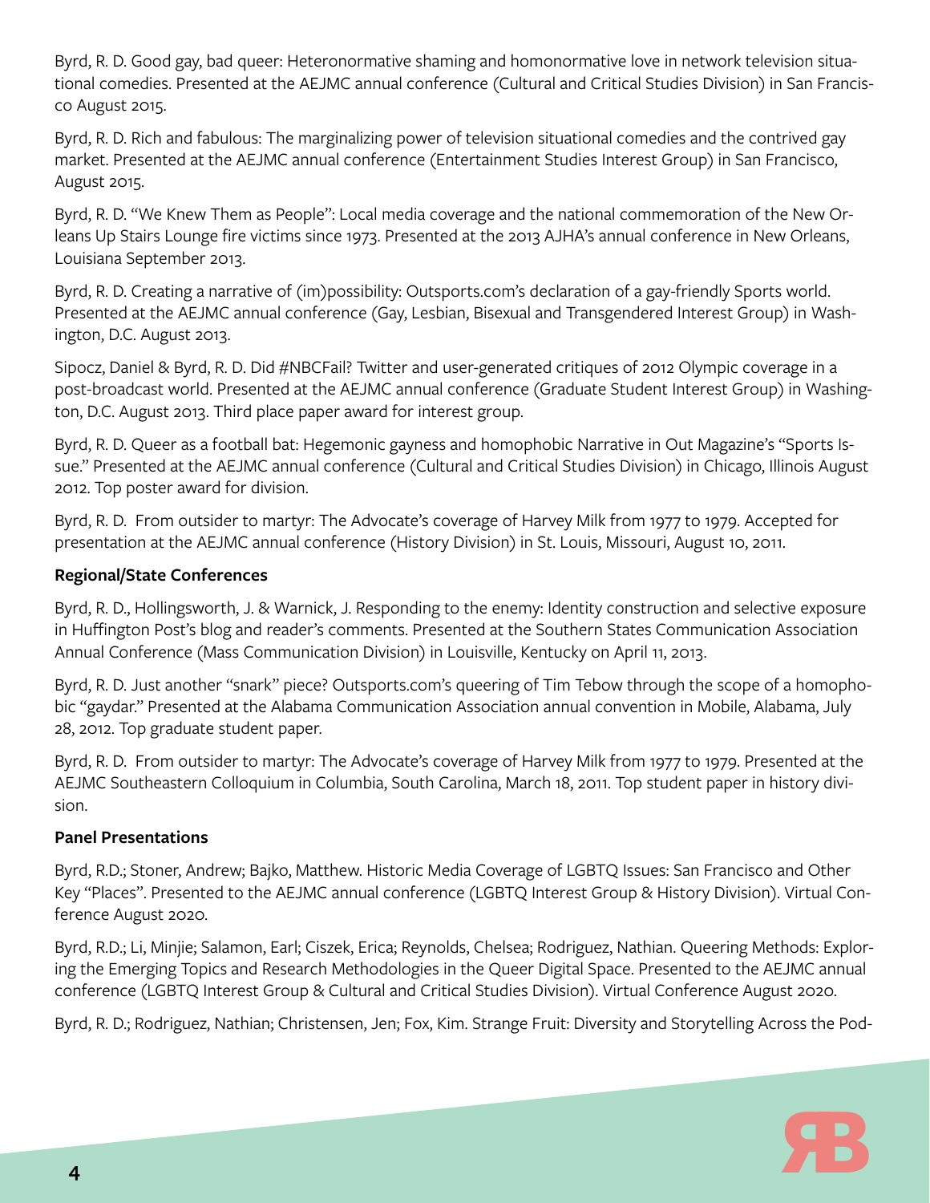Byrd, R. D. Good gay, bad queer: Heteronormative shaming and homonormative love in network television situational comedies. Presented at the AEJMC annual conference (Cultural and Critical Studies Division) in San Francisco August 2015.

Byrd, R. D. Rich and fabulous: The marginalizing power of television situational comedies and the contrived gay market. Presented at the AEJMC annual conference (Entertainment Studies Interest Group) in San Francisco, August 2015.

Byrd, R. D. "We Knew Them as People": Local media coverage and the national commemoration of the New Orleans Up Stairs Lounge fire victims since 1973. Presented at the 2013 AJHA's annual conference in New Orleans, Louisiana September 2013.

Byrd, R. D. Creating a narrative of (im)possibility: Outsports.com's declaration of a gay-friendly Sports world. Presented at the AEJMC annual conference (Gay, Lesbian, Bisexual and Transgendered Interest Group) in Washington, D.C. August 2013.

Sipocz, Daniel & Byrd, R. D. Did #NBCFail? Twitter and user-generated critiques of 2012 Olympic coverage in a post-broadcast world. Presented at the AEJMC annual conference (Graduate Student Interest Group) in Washington, D.C. August 2013. Third place paper award for interest group.

Byrd, R. D. Queer as a football bat: Hegemonic gayness and homophobic Narrative in Out Magazine's "Sports Issue." Presented at the AEJMC annual conference (Cultural and Critical Studies Division) in Chicago, Illinois August 2012. Top poster award for division.

Byrd, R. D. From outsider to martyr: The Advocate's coverage of Harvey Milk from 1977 to 1979. Accepted for presentation at the AEJMC annual conference (History Division) in St. Louis, Missouri, August 10, 2011.

**Regional/State Conferences**

Byrd, R. D., Hollingsworth, J. & Warnick, J. Responding to the enemy: Identity construction and selective exposure in Huffington Post's blog and reader's comments. Presented at the Southern States Communication Association Annual Conference (Mass Communication Division) in Louisville, Kentucky on April 11, 2013.

Byrd, R. D. Just another "snark" piece? Outsports.com's queering of Tim Tebow through the scope of a homophobic "gaydar." Presented at the Alabama Communication Association annual convention in Mobile, Alabama, July 28, 2012. Top graduate student paper.

Byrd, R. D. From outsider to martyr: The Advocate's coverage of Harvey Milk from 1977 to 1979. Presented at the AEJMC Southeastern Colloquium in Columbia, South Carolina, March 18, 2011. Top student paper in history division.

**Panel Presentations**

Byrd, R.D.; Stoner, Andrew; Bajko, Matthew. Historic Media Coverage of LGBTQ Issues: San Francisco and Other Key "Places". Presented to the AEJMC annual conference (LGBTQ Interest Group & History Division). Virtual Conference August 2020.

Byrd, R.D.; Li, Minjie; Salamon, Earl; Ciszek, Erica; Reynolds, Chelsea; Rodriguez, Nathian. Queering Methods: Exploring the Emerging Topics and Research Methodologies in the Queer Digital Space. Presented to the AEJMC annual conference (LGBTQ Interest Group & Cultural and Critical Studies Division). Virtual Conference August 2020.

Byrd, R. D.; Rodriguez, Nathian; Christensen, Jen; Fox, Kim. Strange Fruit: Diversity and Storytelling Across the Pod-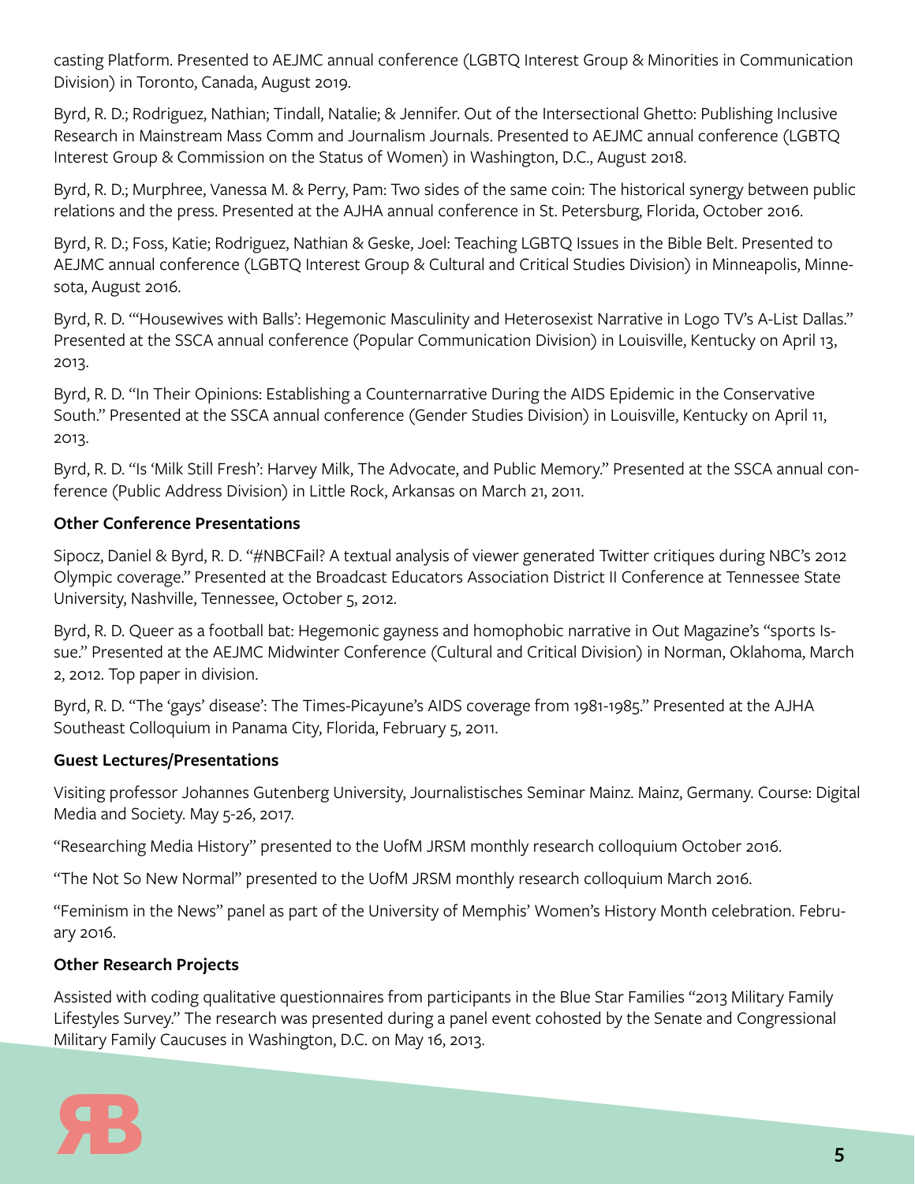casting Platform. Presented to AEJMC annual conference (LGBTQ Interest Group & Minorities in Communication Division) in Toronto, Canada, August 2019.

Byrd, R. D.; Rodriguez, Nathian; Tindall, Natalie; & Jennifer. Out of the Intersectional Ghetto: Publishing Inclusive Research in Mainstream Mass Comm and Journalism Journals. Presented to AEJMC annual conference (LGBTQ Interest Group & Commission on the Status of Women) in Washington, D.C., August 2018.

Byrd, R. D.; Murphree, Vanessa M. & Perry, Pam: Two sides of the same coin: The historical synergy between public relations and the press. Presented at the AJHA annual conference in St. Petersburg, Florida, October 2016.

Byrd, R. D.; Foss, Katie; Rodriguez, Nathian & Geske, Joel: Teaching LGBTQ Issues in the Bible Belt. Presented to AEJMC annual conference (LGBTQ Interest Group & Cultural and Critical Studies Division) in Minneapolis, Minnesota, August 2016.

Byrd, R. D. "'Housewives with Balls': Hegemonic Masculinity and Heterosexist Narrative in Logo TV's A-List Dallas." Presented at the SSCA annual conference (Popular Communication Division) in Louisville, Kentucky on April 13, 2013.

Byrd, R. D. "In Their Opinions: Establishing a Counternarrative During the AIDS Epidemic in the Conservative South." Presented at the SSCA annual conference (Gender Studies Division) in Louisville, Kentucky on April 11, 2013.

Byrd, R. D. "Is 'Milk Still Fresh': Harvey Milk, The Advocate, and Public Memory." Presented at the SSCA annual conference (Public Address Division) in Little Rock, Arkansas on March 21, 2011.

**Other Conference Presentations**

Sipocz, Daniel & Byrd, R. D. "#NBCFail? A textual analysis of viewer generated Twitter critiques during NBC's 2012 Olympic coverage." Presented at the Broadcast Educators Association District II Conference at Tennessee State University, Nashville, Tennessee, October 5, 2012.

Byrd, R. D. Queer as a football bat: Hegemonic gayness and homophobic narrative in Out Magazine's "sports Issue." Presented at the AEJMC Midwinter Conference (Cultural and Critical Division) in Norman, Oklahoma, March 2, 2012. Top paper in division.

Byrd, R. D. "The 'gays' disease': The Times-Picayune's AIDS coverage from 1981-1985." Presented at the AJHA Southeast Colloquium in Panama City, Florida, February 5, 2011.

**Guest Lectures/Presentations**

Visiting professor Johannes Gutenberg University, Journalistisches Seminar Mainz. Mainz, Germany. Course: Digital Media and Society. May 5-26, 2017.

"Researching Media History" presented to the UofM JRSM monthly research colloquium October 2016.

"The Not So New Normal" presented to the UofM JRSM monthly research colloquium March 2016.

"Feminism in the News" panel as part of the University of Memphis' Women's History Month celebration. February 2016.

**Other Research Projects**

Assisted with coding qualitative questionnaires from participants in the Blue Star Families "2013 Military Family Lifestyles Survey." The research was presented during a panel event cohosted by the Senate and Congressional Military Family Caucuses in Washington, D.C. on May 16, 2013.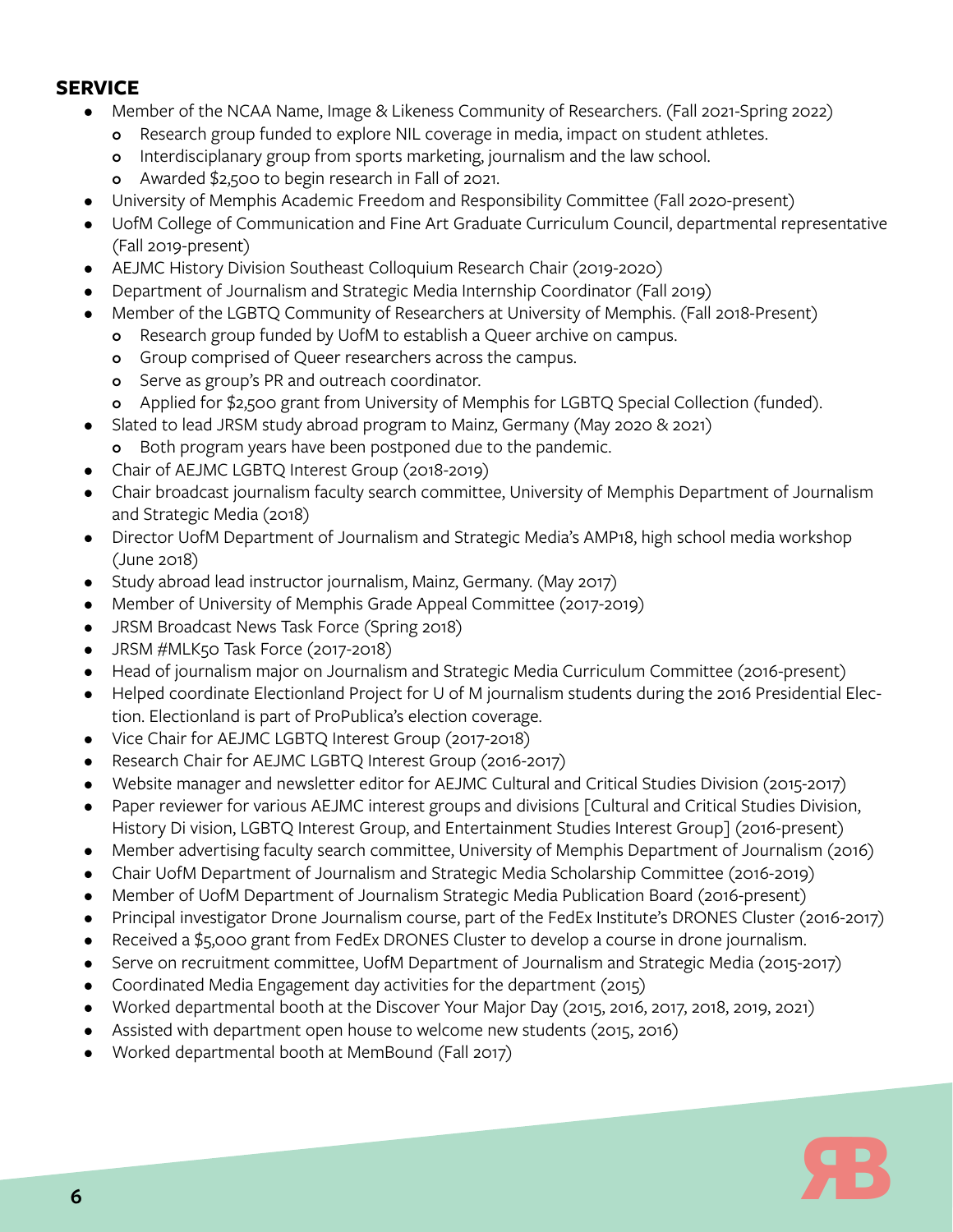## SERVICE

- Member of the NCAA Name, Image & Likeness Community of Researchers. (Fall 2021-Spring 2022)
  - Research group funded to explore NIL coverage in media, impact on student athletes.
  - Interdisciplanary group from sports marketing, journalism and the law school.
  - Awarded $2,500 to begin research in Fall of 2021.
- University of Memphis Academic Freedom and Responsibility Committee (Fall 2020-present)
- UofM College of Communication and Fine Art Graduate Curriculum Council, departmental representative (Fall 2019-present)
- AEJMC History Division Southeast Colloquium Research Chair (2019-2020)
- Department of Journalism and Strategic Media Internship Coordinator (Fall 2019)
- Member of the LGBTQ Community of Researchers at University of Memphis. (Fall 2018-Present)
  - Research group funded by UofM to establish a Queer archive on campus.
  - Group comprised of Queer researchers across the campus.
  - Serve as group's PR and outreach coordinator.
  - Applied for $2,500 grant from University of Memphis for LGBTQ Special Collection (funded).
- Slated to lead JRSM study abroad program to Mainz, Germany (May 2020 & 2021)
  - Both program years have been postponed due to the pandemic.
- Chair of AEJMC LGBTQ Interest Group (2018-2019)
- Chair broadcast journalism faculty search committee, University of Memphis Department of Journalism and Strategic Media (2018)
- Director UofM Department of Journalism and Strategic Media's AMP18, high school media workshop (June 2018)
- Study abroad lead instructor journalism, Mainz, Germany. (May 2017)
- Member of University of Memphis Grade Appeal Committee (2017-2019)
- JRSM Broadcast News Task Force (Spring 2018)
- JRSM #MLK50 Task Force (2017-2018)
- Head of journalism major on Journalism and Strategic Media Curriculum Committee (2016-present)
- Helped coordinate Electionland Project for U of M journalism students during the 2016 Presidential Election. Electionland is part of ProPublica's election coverage.
- Vice Chair for AEJMC LGBTQ Interest Group (2017-2018)
- Research Chair for AEJMC LGBTQ Interest Group (2016-2017)
- Website manager and newsletter editor for AEJMC Cultural and Critical Studies Division (2015-2017)
- Paper reviewer for various AEJMC interest groups and divisions [Cultural and Critical Studies Division, History Di vision, LGBTQ Interest Group, and Entertainment Studies Interest Group] (2016-present)
- Member advertising faculty search committee, University of Memphis Department of Journalism (2016)
- Chair UofM Department of Journalism and Strategic Media Scholarship Committee (2016-2019)
- Member of UofM Department of Journalism Strategic Media Publication Board (2016-present)
- Principal investigator Drone Journalism course, part of the FedEx Institute's DRONES Cluster (2016-2017)
- Received a $5,000 grant from FedEx DRONES Cluster to develop a course in drone journalism.
- Serve on recruitment committee, UofM Department of Journalism and Strategic Media (2015-2017)
- Coordinated Media Engagement day activities for the department (2015)
- Worked departmental booth at the Discover Your Major Day (2015, 2016, 2017, 2018, 2019, 2021)
- Assisted with department open house to welcome new students (2015, 2016)
- Worked departmental booth at MemBound (Fall 2017)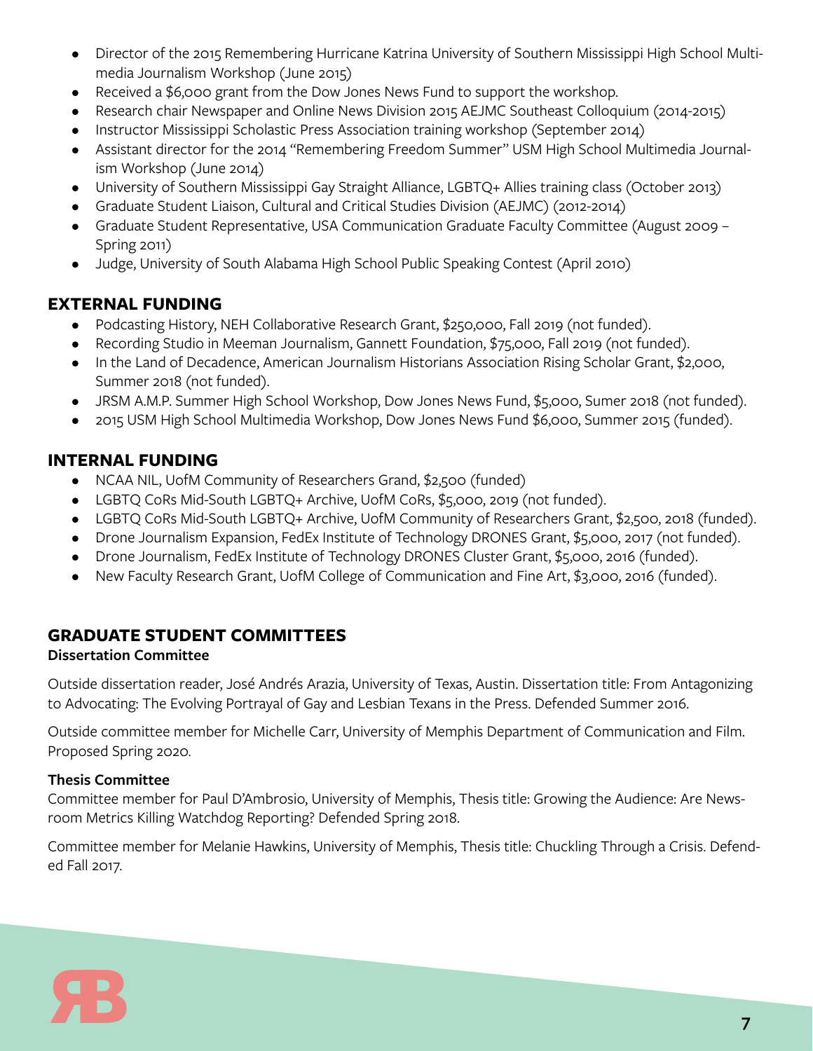- Director of the 2015 Remembering Hurricane Katrina University of Southern Mississippi High School Multimedia Journalism Workshop (June 2015)
- Received a $6,000 grant from the Dow Jones News Fund to support the workshop.
- Research chair Newspaper and Online News Division 2015 AEJMC Southeast Colloquium (2014-2015)
- Instructor Mississippi Scholastic Press Association training workshop (September 2014)
- Assistant director for the 2014 "Remembering Freedom Summer" USM High School Multimedia Journalism Workshop (June 2014)
- University of Southern Mississippi Gay Straight Alliance, LGBTQ+ Allies training class (October 2013)
- Graduate Student Liaison, Cultural and Critical Studies Division (AEJMC) (2012-2014)
- Graduate Student Representative, USA Communication Graduate Faculty Committee (August 2009 – Spring 2011)
- Judge, University of South Alabama High School Public Speaking Contest (April 2010)

## EXTERNAL FUNDING

- Podcasting History, NEH Collaborative Research Grant, $250,000, Fall 2019 (not funded).
- Recording Studio in Meeman Journalism, Gannett Foundation, $75,000, Fall 2019 (not funded).
- In the Land of Decadence, American Journalism Historians Association Rising Scholar Grant, $2,000, Summer 2018 (not funded).
- JRSM A.M.P. Summer High School Workshop, Dow Jones News Fund, $5,000, Sumer 2018 (not funded).
- 2015 USM High School Multimedia Workshop, Dow Jones News Fund $6,000, Summer 2015 (funded).

## INTERNAL FUNDING

- NCAA NIL, UofM Community of Researchers Grand, $2,500 (funded)
- LGBTQ CoRs Mid-South LGBTQ+ Archive, UofM CoRs, $5,000, 2019 (not funded).
- LGBTQ CoRs Mid-South LGBTQ+ Archive, UofM Community of Researchers Grant, $2,500, 2018 (funded).
- Drone Journalism Expansion, FedEx Institute of Technology DRONES Grant, $5,000, 2017 (not funded).
- Drone Journalism, FedEx Institute of Technology DRONES Cluster Grant, $5,000, 2016 (funded).
- New Faculty Research Grant, UofM College of Communication and Fine Art, $3,000, 2016 (funded).

## GRADUATE STUDENT COMMITTEES

**Dissertation Committee**

Outside dissertation reader, José Andrés Arazia, University of Texas, Austin. Dissertation title: From Antagonizing to Advocating: The Evolving Portrayal of Gay and Lesbian Texans in the Press. Defended Summer 2016.

Outside committee member for Michelle Carr, University of Memphis Department of Communication and Film. Proposed Spring 2020.

**Thesis Committee**

Committee member for Paul D'Ambrosio, University of Memphis, Thesis title: Growing the Audience: Are Newsroom Metrics Killing Watchdog Reporting? Defended Spring 2018.

Committee member for Melanie Hawkins, University of Memphis, Thesis title: Chuckling Through a Crisis. Defended Fall 2017.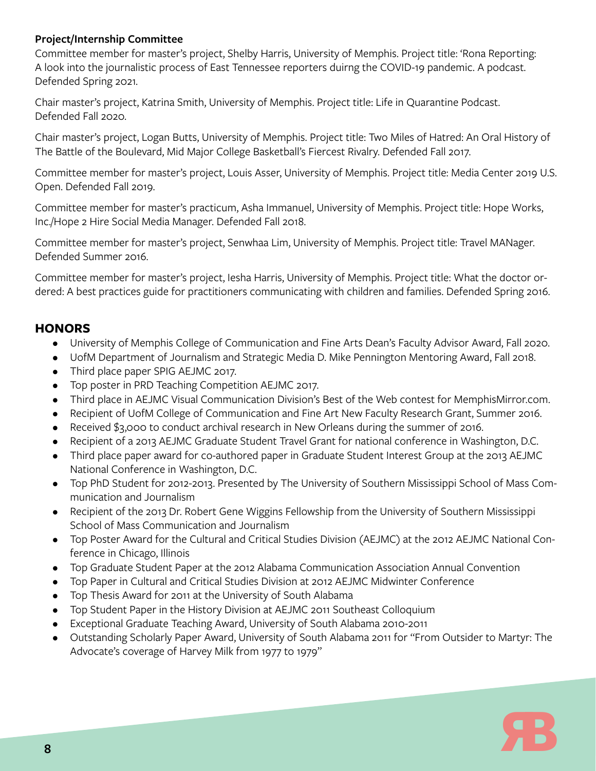**Project/Internship Committee**

Committee member for master's project, Shelby Harris, University of Memphis. Project title: 'Rona Reporting: A look into the journalistic process of East Tennessee reporters duirng the COVID-19 pandemic. A podcast. Defended Spring 2021.

Chair master's project, Katrina Smith, University of Memphis. Project title: Life in Quarantine Podcast. Defended Fall 2020.

Chair master's project, Logan Butts, University of Memphis. Project title: Two Miles of Hatred: An Oral History of The Battle of the Boulevard, Mid Major College Basketball's Fiercest Rivalry. Defended Fall 2017.

Committee member for master's project, Louis Asser, University of Memphis. Project title: Media Center 2019 U.S. Open. Defended Fall 2019.

Committee member for master's practicum, Asha Immanuel, University of Memphis. Project title: Hope Works, Inc./Hope 2 Hire Social Media Manager. Defended Fall 2018.

Committee member for master's project, Senwhaa Lim, University of Memphis. Project title: Travel MANager. Defended Summer 2016.

Committee member for master's project, Iesha Harris, University of Memphis. Project title: What the doctor ordered: A best practices guide for practitioners communicating with children and families. Defended Spring 2016.

## HONORS

- University of Memphis College of Communication and Fine Arts Dean's Faculty Advisor Award, Fall 2020.
- UofM Department of Journalism and Strategic Media D. Mike Pennington Mentoring Award, Fall 2018.
- Third place paper SPIG AEJMC 2017.
- Top poster in PRD Teaching Competition AEJMC 2017.
- Third place in AEJMC Visual Communication Division's Best of the Web contest for MemphisMirror.com.
- Recipient of UofM College of Communication and Fine Art New Faculty Research Grant, Summer 2016.
- Received $3,000 to conduct archival research in New Orleans during the summer of 2016.
- Recipient of a 2013 AEJMC Graduate Student Travel Grant for national conference in Washington, D.C.
- Third place paper award for co-authored paper in Graduate Student Interest Group at the 2013 AEJMC National Conference in Washington, D.C.
- Top PhD Student for 2012-2013. Presented by The University of Southern Mississippi School of Mass Communication and Journalism
- Recipient of the 2013 Dr. Robert Gene Wiggins Fellowship from the University of Southern Mississippi School of Mass Communication and Journalism
- Top Poster Award for the Cultural and Critical Studies Division (AEJMC) at the 2012 AEJMC National Conference in Chicago, Illinois
- Top Graduate Student Paper at the 2012 Alabama Communication Association Annual Convention
- Top Paper in Cultural and Critical Studies Division at 2012 AEJMC Midwinter Conference
- Top Thesis Award for 2011 at the University of South Alabama
- Top Student Paper in the History Division at AEJMC 2011 Southeast Colloquium
- Exceptional Graduate Teaching Award, University of South Alabama 2010-2011
- Outstanding Scholarly Paper Award, University of South Alabama 2011 for "From Outsider to Martyr: The Advocate's coverage of Harvey Milk from 1977 to 1979"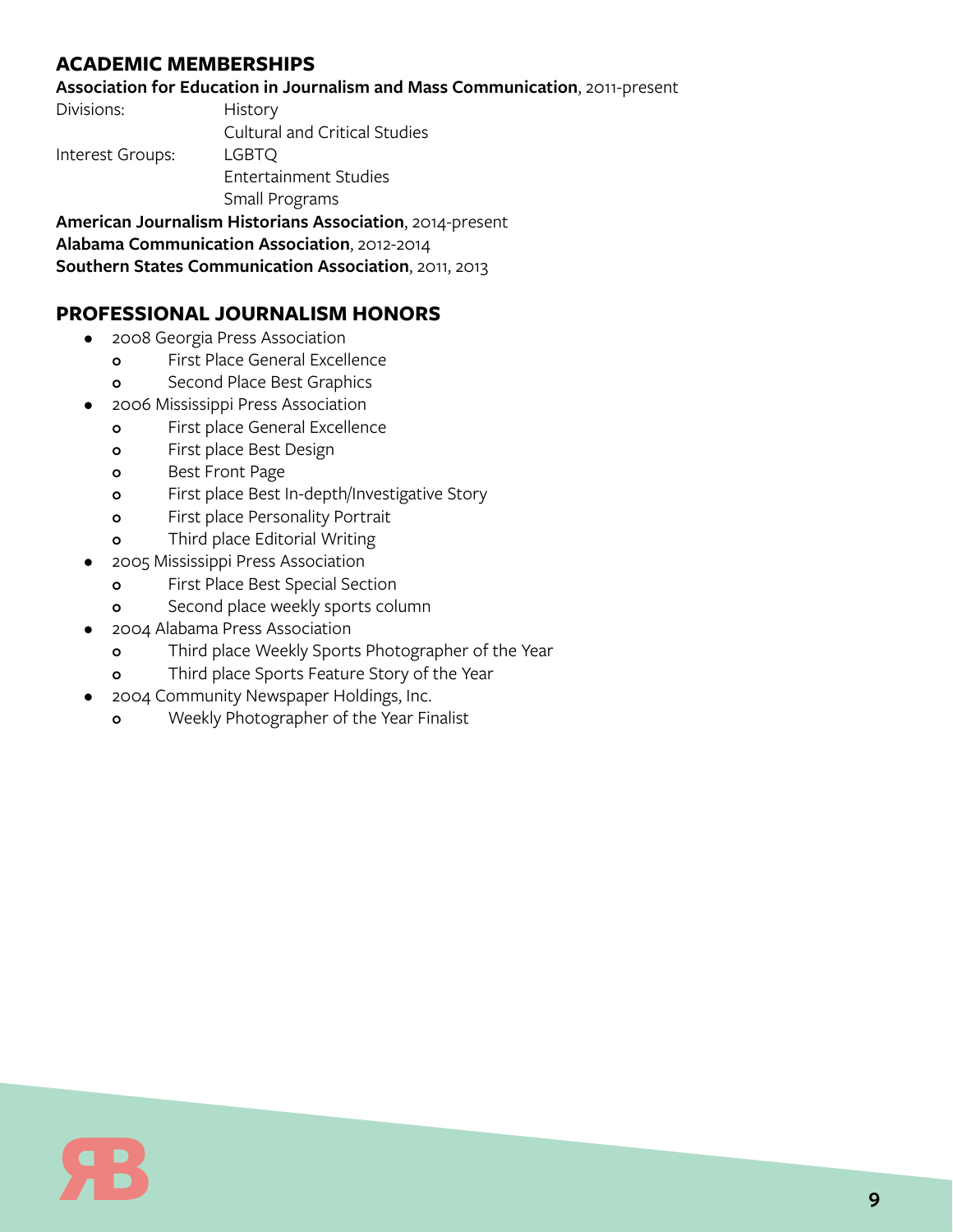## ACADEMIC MEMBERSHIPS

**Association for Education in Journalism and Mass Communication**, 2011-present

| | |
|---|---|
| Divisions: | History |
| | Cultural and Critical Studies |
| Interest Groups: | LGBTQ |
| | Entertainment Studies |
| | Small Programs |

**American Journalism Historians Association**, 2014-present
**Alabama Communication Association**, 2012-2014
**Southern States Communication Association**, 2011, 2013

## PROFESSIONAL JOURNALISM HONORS

- 2008 Georgia Press Association
  - First Place General Excellence
  - Second Place Best Graphics
- 2006 Mississippi Press Association
  - First place General Excellence
  - First place Best Design
  - Best Front Page
  - First place Best In-depth/Investigative Story
  - First place Personality Portrait
  - Third place Editorial Writing
- 2005 Mississippi Press Association
  - First Place Best Special Section
  - Second place weekly sports column
- 2004 Alabama Press Association
  - Third place Weekly Sports Photographer of the Year
  - Third place Sports Feature Story of the Year
- 2004 Community Newspaper Holdings, Inc.
  - Weekly Photographer of the Year Finalist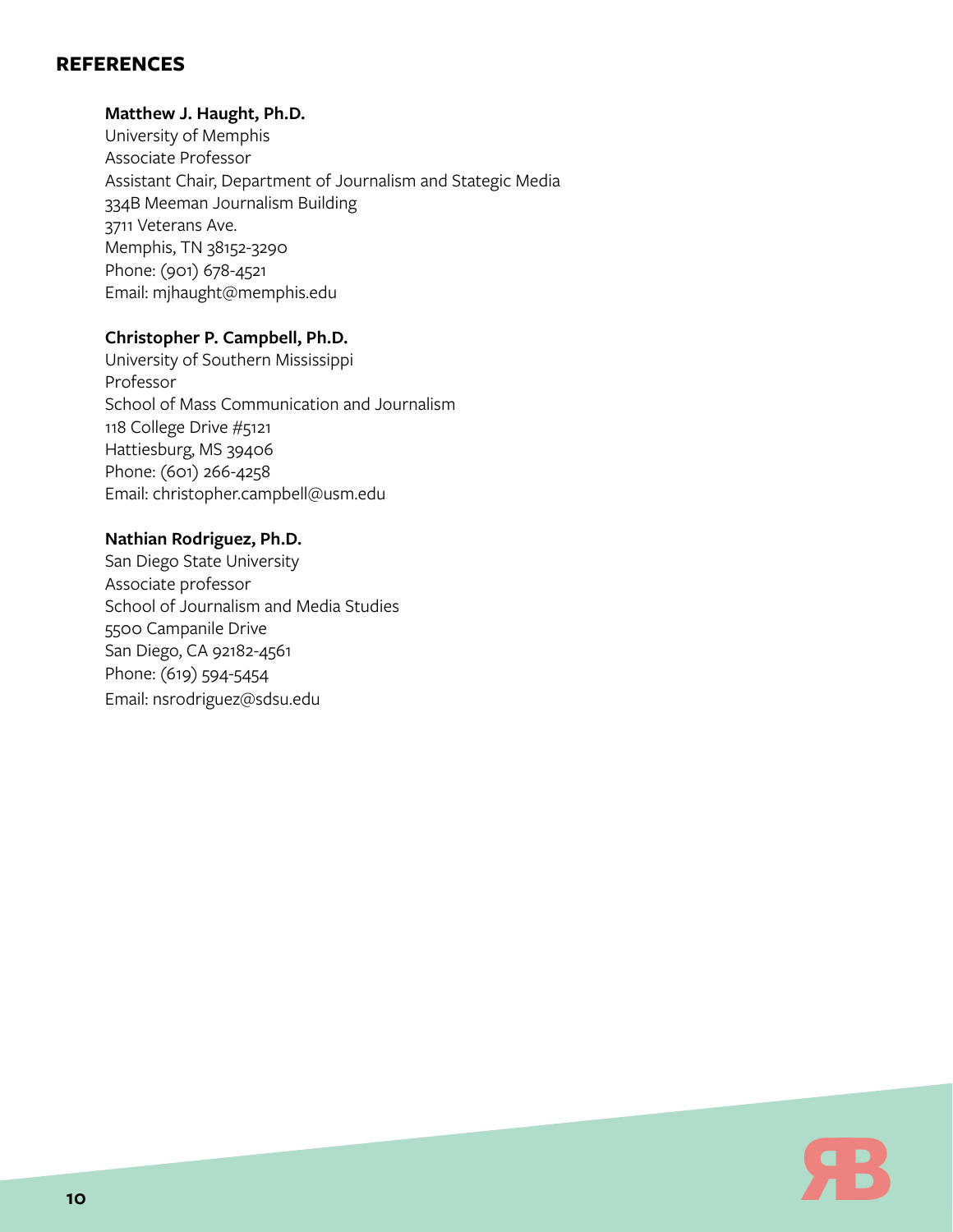## REFERENCES

**Matthew J. Haught, Ph.D.**
University of Memphis
Associate Professor
Assistant Chair, Department of Journalism and Stategic Media
334B Meeman Journalism Building
3711 Veterans Ave.
Memphis, TN 38152-3290
Phone: (901) 678-4521
Email: mjhaught@memphis.edu

**Christopher P. Campbell, Ph.D.**
University of Southern Mississippi
Professor
School of Mass Communication and Journalism
118 College Drive #5121
Hattiesburg, MS 39406
Phone: (601) 266-4258
Email: christopher.campbell@usm.edu

**Nathian Rodriguez, Ph.D.**
San Diego State University
Associate professor
School of Journalism and Media Studies
5500 Campanile Drive
San Diego, CA 92182-4561
Phone: (619) 594-5454
Email: nsrodriguez@sdsu.edu